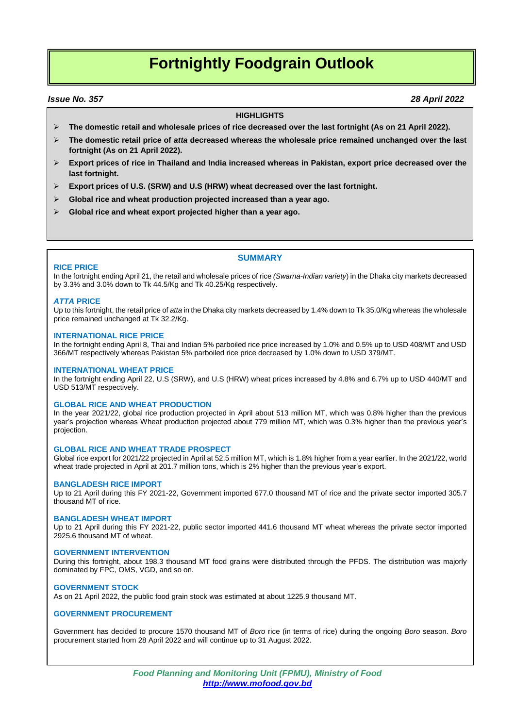# Fortnightly Foodgrain Outlook

***Issue No. 357*** ***28 April 2022***

**HIGHLIGHTS**

- **The domestic retail and wholesale prices of rice decreased over the last fortnight (As on 21 April 2022).**
- **The domestic retail price of *atta* decreased whereas the wholesale price remained unchanged over the last fortnight (As on 21 April 2022).**
- **Export prices of rice in Thailand and India increased whereas in Pakistan, export price decreased over the last fortnight.**
- **Export prices of U.S. (SRW) and U.S (HRW) wheat decreased over the last fortnight.**
- **Global rice and wheat production projected increased than a year ago.**
- **Global rice and wheat export projected higher than a year ago.**

## SUMMARY

### RICE PRICE

In the fortnight ending April 21, the retail and wholesale prices of rice *(Swarna-Indian variety*) in the Dhaka city markets decreased by 3.3% and 3.0% down to Tk 44.5/Kg and Tk 40.25/Kg respectively.

### *ATTA* PRICE

Up to this fortnight, the retail price of *atta* in the Dhaka city markets decreased by 1.4% down to Tk 35.0/Kg whereas the wholesale price remained unchanged at Tk 32.2/Kg.

### INTERNATIONAL RICE PRICE

In the fortnight ending April 8, Thai and Indian 5% parboiled rice price increased by 1.0% and 0.5% up to USD 408/MT and USD 366/MT respectively whereas Pakistan 5% parboiled rice price decreased by 1.0% down to USD 379/MT.

### INTERNATIONAL WHEAT PRICE

In the fortnight ending April 22, U.S (SRW), and U.S (HRW) wheat prices increased by 4.8% and 6.7% up to USD 440/MT and USD 513/MT respectively.

### GLOBAL RICE AND WHEAT PRODUCTION

In the year 2021/22, global rice production projected in April about 513 million MT, which was 0.8% higher than the previous year's projection whereas Wheat production projected about 779 million MT, which was 0.3% higher than the previous year's projection.

### GLOBAL RICE AND WHEAT TRADE PROSPECT

Global rice export for 2021/22 projected in April at 52.5 million MT, which is 1.8% higher from a year earlier. In the 2021/22, world wheat trade projected in April at 201.7 million tons, which is 2% higher than the previous year's export.

### BANGLADESH RICE IMPORT

Up to 21 April during this FY 2021-22, Government imported 677.0 thousand MT of rice and the private sector imported 305.7 thousand MT of rice.

### BANGLADESH WHEAT IMPORT

Up to 21 April during this FY 2021-22, public sector imported 441.6 thousand MT wheat whereas the private sector imported 2925.6 thousand MT of wheat.

### GOVERNMENT INTERVENTION

During this fortnight, about 198.3 thousand MT food grains were distributed through the PFDS. The distribution was majorly dominated by FPC, OMS, VGD, and so on.

### GOVERNMENT STOCK

As on 21 April 2022, the public food grain stock was estimated at about 1225.9 thousand MT.

### GOVERNMENT PROCUREMENT

Government has decided to procure 1570 thousand MT of *Boro* rice (in terms of rice) during the ongoing *Boro* season. *Boro* procurement started from 28 April 2022 and will continue up to 31 August 2022.

***Food Planning and Monitoring Unit (FPMU), Ministry of Food***
***http://www.mofood.gov.bd***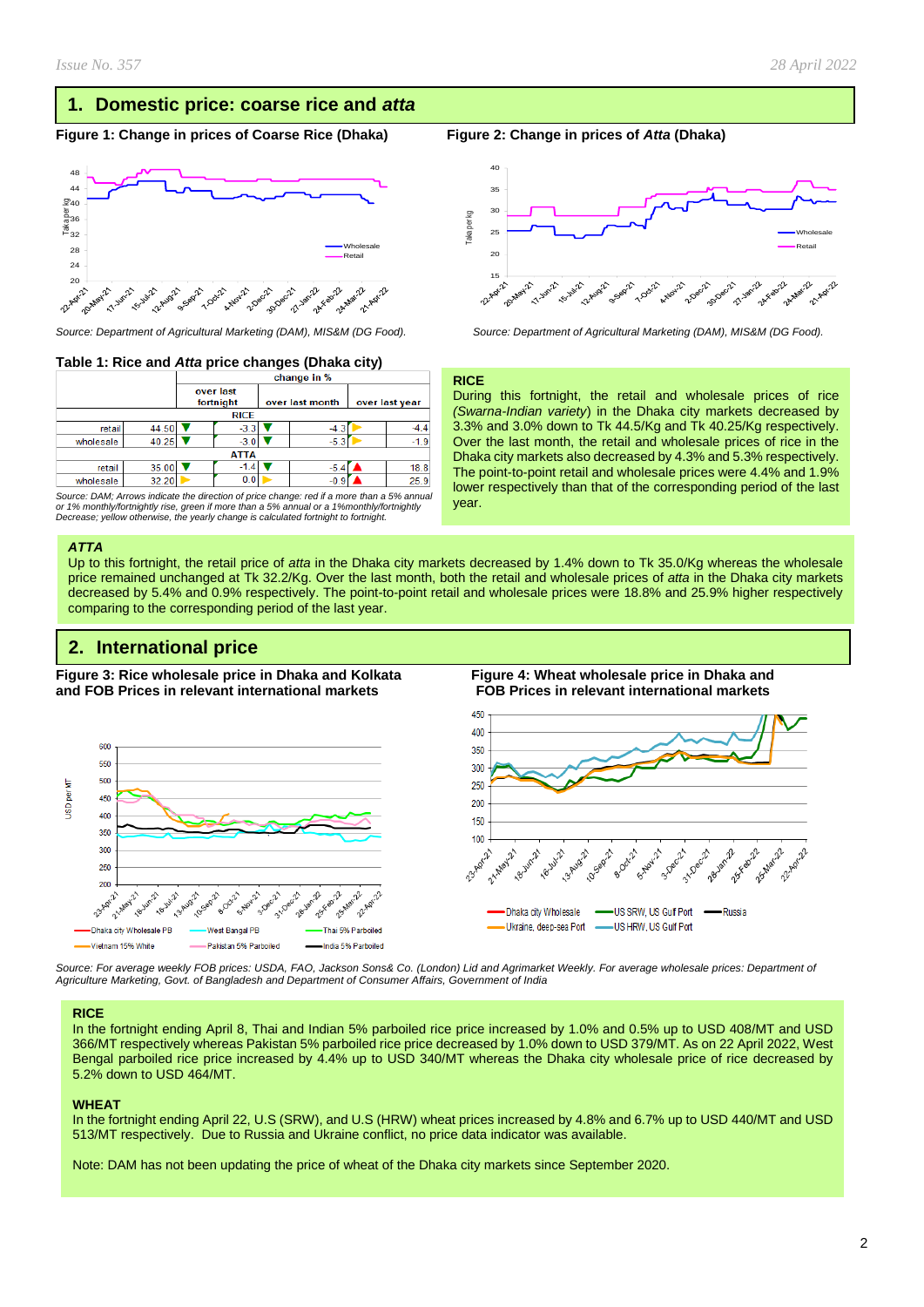## 1. Domestic price: coarse rice and *atta*

**Figure 1: Change in prices of Coarse Rice (Dhaka)**

*Source: Department of Agricultural Marketing (DAM), MIS&M (DG Food).*

**Figure 2: Change in prices of *Atta* (Dhaka)**

*Source: Department of Agricultural Marketing (DAM), MIS&M (DG Food).*

**Table 1: Rice and *Atta* price changes (Dhaka city)**

| | | change in % | | |
|---|---|---|---|---|
| | | over last fortnight | over last month | over last year |
| **RICE** | | | | |
| retail | 44.50 | ▼ -3.3 | ▼ -4.3 | ▶ -4.4 |
| wholesale | 40.25 | ▼ -3.0 | ▼ -5.3 | ▶ -1.9 |
| **ATTA** | | | | |
| retail | 35.00 | ▼ -1.4 | ▼ -5.4 | ▲ 18.8 |
| wholesale | 32.20 | ▶ 0.0 | ▶ -0.9 | ▲ 25.9 |

*Source: DAM; Arrows indicate the direction of price change: red if a more than a 5% annual or 1% monthly/fortnightly rise, green if more than a 5% annual or a 1%monthly/fortnightly Decrease; yellow otherwise, the yearly change is calculated fortnight to fortnight.*

**RICE**

During this fortnight, the retail and wholesale prices of rice *(Swarna-Indian variety*) in the Dhaka city markets decreased by 3.3% and 3.0% down to Tk 44.5/Kg and Tk 40.25/Kg respectively. Over the last month, the retail and wholesale prices of rice in the Dhaka city markets also decreased by 4.3% and 5.3% respectively. The point-to-point retail and wholesale prices were 4.4% and 1.9% lower respectively than that of the corresponding period of the last year.

***ATTA***

Up to this fortnight, the retail price of *atta* in the Dhaka city markets decreased by 1.4% down to Tk 35.0/Kg whereas the wholesale price remained unchanged at Tk 32.2/Kg. Over the last month, both the retail and wholesale prices of *atta* in the Dhaka city markets decreased by 5.4% and 0.9% respectively. The point-to-point retail and wholesale prices were 18.8% and 25.9% higher respectively comparing to the corresponding period of the last year.

## 2. International price

**Figure 3: Rice wholesale price in Dhaka and Kolkata and FOB Prices in relevant international markets**

**Figure 4: Wheat wholesale price in Dhaka and FOB Prices in relevant international markets**

*Source: For average weekly FOB prices: USDA, FAO, Jackson Sons& Co. (London) Lid and Agrimarket Weekly. For average wholesale prices: Department of Agriculture Marketing, Govt. of Bangladesh and Department of Consumer Affairs, Government of India*

**RICE**

In the fortnight ending April 8, Thai and Indian 5% parboiled rice price increased by 1.0% and 0.5% up to USD 408/MT and USD 366/MT respectively whereas Pakistan 5% parboiled rice price decreased by 1.0% down to USD 379/MT. As on 22 April 2022, West Bengal parboiled rice price increased by 4.4% up to USD 340/MT whereas the Dhaka city wholesale price of rice decreased by 5.2% down to USD 464/MT.

**WHEAT**

In the fortnight ending April 22, U.S (SRW), and U.S (HRW) wheat prices increased by 4.8% and 6.7% up to USD 440/MT and USD 513/MT respectively. Due to Russia and Ukraine conflict, no price data indicator was available.

Note: DAM has not been updating the price of wheat of the Dhaka city markets since September 2020.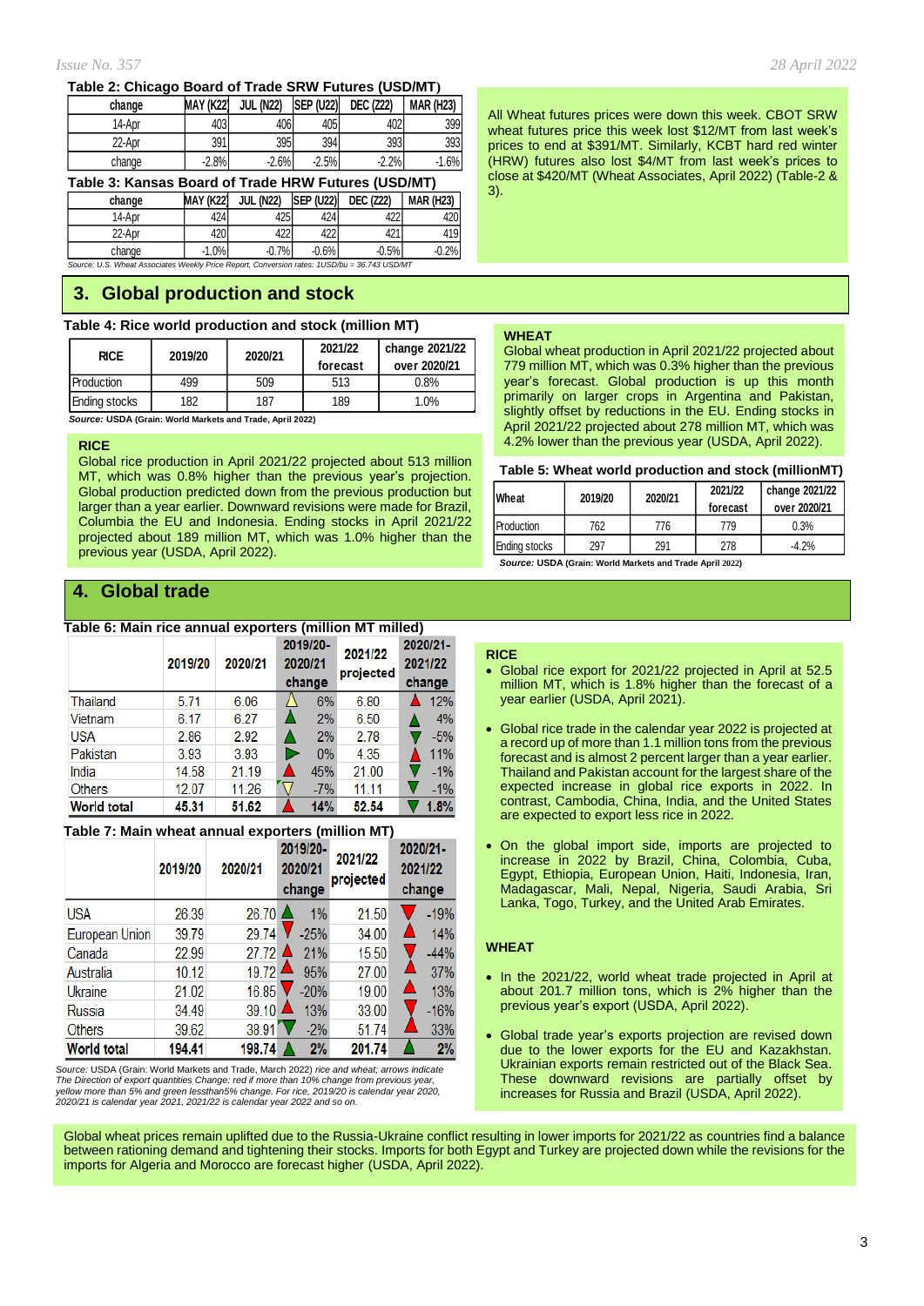**Table 2: Chicago Board of Trade SRW Futures (USD/MT)**

| change | MAY (K22) | JUL (N22) | SEP (U22) | DEC (Z22) | MAR (H23) |
|---|---|---|---|---|---|
| 14-Apr | 403 | 406 | 405 | 402 | 399 |
| 22-Apr | 391 | 395 | 394 | 393 | 393 |
| change | -2.8% | -2.6% | -2.5% | -2.2% | -1.6% |

**Table 3: Kansas Board of Trade HRW Futures (USD/MT)**

| change | MAY (K22) | JUL (N22) | SEP (U22) | DEC (Z22) | MAR (H23) |
|---|---|---|---|---|---|
| 14-Apr | 424 | 425 | 424 | 422 | 420 |
| 22-Apr | 420 | 422 | 422 | 421 | 419 |
| change | -1.0% | -0.7% | -0.6% | -0.5% | -0.2% |

*Source: U.S. Wheat Associates Weekly Price Report, Conversion rates: 1USD/bu = 36.743 USD/MT*

All Wheat futures prices were down this week. CBOT SRW wheat futures price this week lost $12/MT from last week's prices to end at $391/MT. Similarly, KCBT hard red winter (HRW) futures also lost $4/MT from last week's prices to close at $420/MT (Wheat Associates, April 2022) (Table-2 & 3).

## 3. Global production and stock

**Table 4: Rice world production and stock (million MT)**

| RICE | 2019/20 | 2020/21 | 2021/22 forecast | change 2021/22 over 2020/21 |
|---|---|---|---|---|
| Production | 499 | 509 | 513 | 0.8% |
| Ending stocks | 182 | 187 | 189 | 1.0% |

***Source:*** **USDA (Grain: World Markets and Trade, April 2022)**

**RICE**

Global rice production in April 2021/22 projected about 513 million MT, which was 0.8% higher than the previous year's projection. Global production predicted down from the previous production but larger than a year earlier. Downward revisions were made for Brazil, Columbia the EU and Indonesia. Ending stocks in April 2021/22 projected about 189 million MT, which was 1.0% higher than the previous year (USDA, April 2022).

**WHEAT**

Global wheat production in April 2021/22 projected about 779 million MT, which was 0.3% higher than the previous year's forecast. Global production is up this month primarily on larger crops in Argentina and Pakistan, slightly offset by reductions in the EU. Ending stocks in April 2021/22 projected about 278 million MT, which was 4.2% lower than the previous year (USDA, April 2022).

**Table 5: Wheat world production and stock (millionMT)**

| Wheat | 2019/20 | 2020/21 | 2021/22 forecast | change 2021/22 over 2020/21 |
|---|---|---|---|---|
| Production | 762 | 776 | 779 | 0.3% |
| Ending stocks | 297 | 291 | 278 | -4.2% |

***Source:*** **USDA (Grain: World Markets and Trade April 2022)**

## 4. Global trade

**Table 6: Main rice annual exporters (million MT milled)**

| | 2019/20 | 2020/21 | 2019/20-2020/21 change | 2021/22 projected | 2020/21-2021/22 change |
|---|---|---|---|---|---|
| Thailand | 5.71 | 6.06 | 6% | 6.80 | 12% |
| Vietnam | 6.17 | 6.27 | 2% | 6.50 | 4% |
| USA | 2.86 | 2.92 | 2% | 2.78 | -5% |
| Pakistan | 3.93 | 3.93 | 0% | 4.35 | 11% |
| India | 14.58 | 21.19 | 45% | 21.00 | -1% |
| Others | 12.07 | 11.26 | -7% | 11.11 | -1% |
| **World total** | **45.31** | **51.62** | **14%** | **52.54** | **1.8%** |

**Table 7: Main wheat annual exporters (million MT)**

| | 2019/20 | 2020/21 | 2019/20-2020/21 change | 2021/22 projected | 2020/21-2021/22 change |
|---|---|---|---|---|---|
| USA | 26.39 | 26.70 | 1% | 21.50 | -19% |
| European Union | 39.79 | 29.74 | -25% | 34.00 | 14% |
| Canada | 22.99 | 27.72 | 21% | 15.50 | -44% |
| Australia | 10.12 | 19.72 | 95% | 27.00 | 37% |
| Ukraine | 21.02 | 16.85 | -20% | 19.00 | 13% |
| Russia | 34.49 | 39.10 | 13% | 33.00 | -16% |
| Others | 39.62 | 38.91 | -2% | 51.74 | 33% |
| **World total** | **194.41** | **198.74** | **2%** | **201.74** | **2%** |

*Source:* USDA (Grain: World Markets and Trade, March 2022) *rice and wheat; arrows indicate The Direction of export quantities Change: red if more than 10% change from previous year, yellow more than 5% and green lessthan5% change. For rice, 2019/20 is calendar year 2020, 2020/21 is calendar year 2021, 2021/22 is calendar year 2022 and so on.*

**RICE**

- Global rice export for 2021/22 projected in April at 52.5 million MT, which is 1.8% higher than the forecast of a year earlier (USDA, April 2021).
- Global rice trade in the calendar year 2022 is projected at a record up of more than 1.1 million tons from the previous forecast and is almost 2 percent larger than a year earlier. Thailand and Pakistan account for the largest share of the expected increase in global rice exports in 2022. In contrast, Cambodia, China, India, and the United States are expected to export less rice in 2022.
- On the global import side, imports are projected to increase in 2022 by Brazil, China, Colombia, Cuba, Egypt, Ethiopia, European Union, Haiti, Indonesia, Iran, Madagascar, Mali, Nepal, Nigeria, Saudi Arabia, Sri Lanka, Togo, Turkey, and the United Arab Emirates.

**WHEAT**

- In the 2021/22, world wheat trade projected in April at about 201.7 million tons, which is 2% higher than the previous year's export (USDA, April 2022).
- Global trade year's exports projection are revised down due to the lower exports for the EU and Kazakhstan. Ukrainian exports remain restricted out of the Black Sea. These downward revisions are partially offset by increases for Russia and Brazil (USDA, April 2022).

Global wheat prices remain uplifted due to the Russia-Ukraine conflict resulting in lower imports for 2021/22 as countries find a balance between rationing demand and tightening their stocks. Imports for both Egypt and Turkey are projected down while the revisions for the imports for Algeria and Morocco are forecast higher (USDA, April 2022).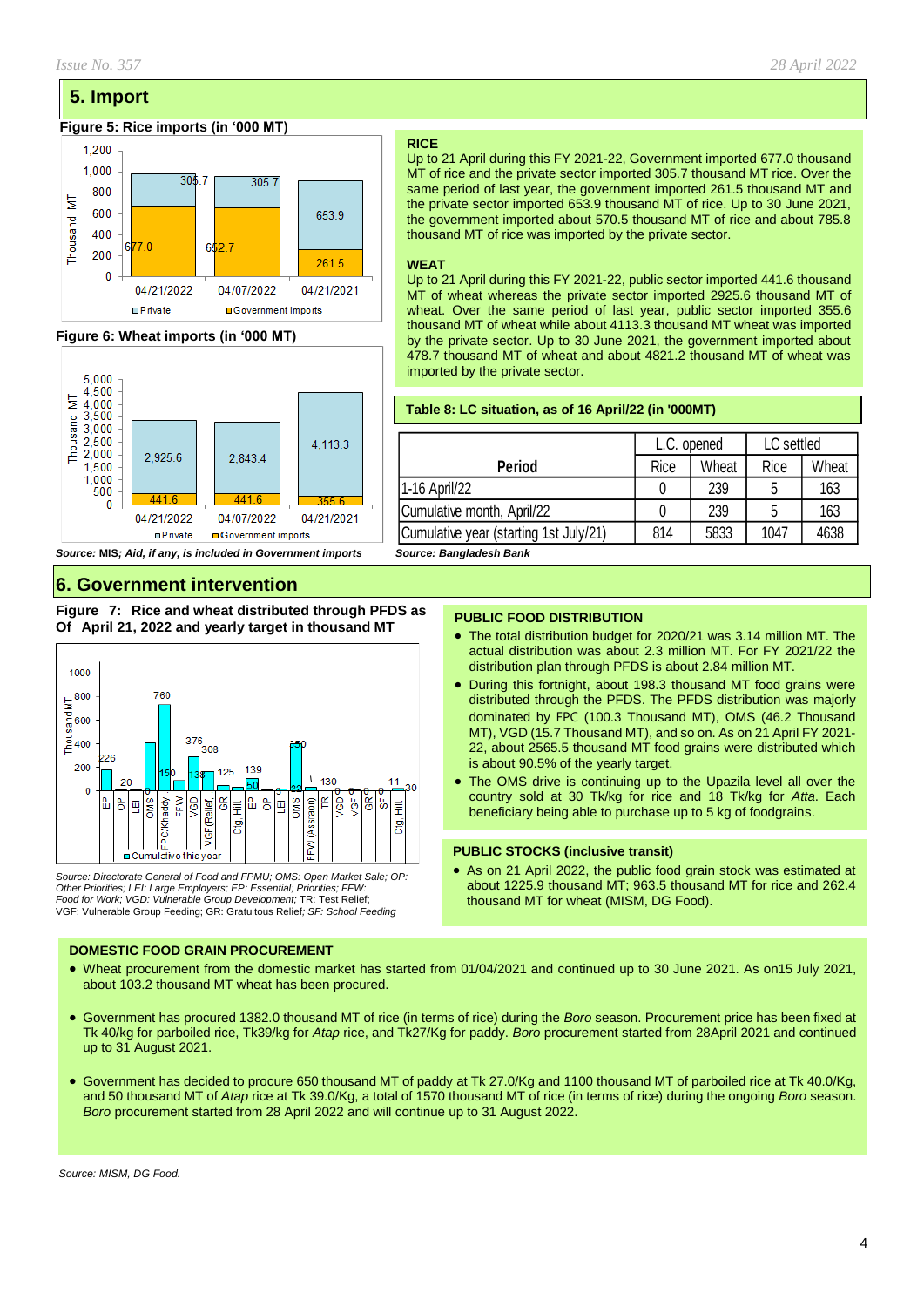## 5. Import

**Figure 5: Rice imports (in '000 MT)**

1,200
1,000
800
600
400
200
0
Thousand MT
305.7
677.0
305.7
652.7
653.9
261.5
04/21/2022
04/07/2022
04/21/2021
Private
Government imports

**Figure 6: Wheat imports (in '000 MT)**

5,000
4,500
4,000
3,500
3,000
2,500
2,000
1,500
1,000
500
0
Thousand MT
2,925.6
441.6
2,843.4
441.6
4,113.3
355.6
04/21/2022
04/07/2022
04/21/2021
Private
Government imports

*Source: MIS; Aid, if any, is included in Government imports*

### RICE

Up to 21 April during this FY 2021-22, Government imported 677.0 thousand MT of rice and the private sector imported 305.7 thousand MT rice. Over the same period of last year, the government imported 261.5 thousand MT and the private sector imported 653.9 thousand MT of rice. Up to 30 June 2021, the government imported about 570.5 thousand MT of rice and about 785.8 thousand MT of rice was imported by the private sector.

### WEAT

Up to 21 April during this FY 2021-22, public sector imported 441.6 thousand MT of wheat whereas the private sector imported 2925.6 thousand MT of wheat. Over the same period of last year, public sector imported 355.6 thousand MT of wheat while about 4113.3 thousand MT wheat was imported by the private sector. Up to 30 June 2021, the government imported about 478.7 thousand MT of wheat and about 4821.2 thousand MT of wheat was imported by the private sector.

**Table 8: LC situation, as of 16 April/22 (in '000MT)**

| Period | L.C. opened | | LC settled | |
|---|---|---|---|---|
| | Rice | Wheat | Rice | Wheat |
| 1-16 April/22 | 0 | 239 | 5 | 163 |
| Cumulative month, April/22 | 0 | 239 | 5 | 163 |
| Cumulative year (starting 1st July/21) | 814 | 5833 | 1047 | 4638 |

*Source: Bangladesh Bank*

## 6. Government intervention

**Figure 7: Rice and wheat distributed through PFDS as Of April 21, 2022 and yearly target in thousand MT**

1000
800
600
400
200
0
Thousand MT
226, 20, 760, 150, 138, 376, 303, 125, 139, 50, 350, 22, 130, 0, 0, 0, 11, 30
EP, OP, LEI, OMS, FPC/Khaddy, FFW, VGD, VGF(Relief), GR, Ctg. Hill., EP, OP, LEI, OMS, FFW (Asrayon), TR, VGD, VGF, GR, SF, Ctg. Hill.
Cumulative this year

*Source: Directorate General of Food and FPMU; OMS: Open Market Sale; OP: Other Priorities; LEI: Large Employers; EP: Essential; Priorities; FFW: Food for Work; VGD: Vulnerable Group Development; TR: Test Relief; VGF: Vulnerable Group Feeding; GR: Gratuitous Relief; SF: School Feeding*

### PUBLIC FOOD DISTRIBUTION

- The total distribution budget for 2020/21 was 3.14 million MT. The actual distribution was about 2.3 million MT. For FY 2021/22 the distribution plan through PFDS is about 2.84 million MT.
- During this fortnight, about 198.3 thousand MT food grains were distributed through the PFDS. The PFDS distribution was majorly dominated by FPC (100.3 Thousand MT), OMS (46.2 Thousand MT), VGD (15.7 Thousand MT), and so on. As on 21 April FY 2021-22, about 2565.5 thousand MT food grains were distributed which is about 90.5% of the yearly target.
- The OMS drive is continuing up to the Upazila level all over the country sold at 30 Tk/kg for rice and 18 Tk/kg for *Atta*. Each beneficiary being able to purchase up to 5 kg of foodgrains.

### PUBLIC STOCKS (inclusive transit)

- As on 21 April 2022, the public food grain stock was estimated at about 1225.9 thousand MT; 963.5 thousand MT for rice and 262.4 thousand MT for wheat (MISM, DG Food).

### DOMESTIC FOOD GRAIN PROCUREMENT

- Wheat procurement from the domestic market has started from 01/04/2021 and continued up to 30 June 2021. As on15 July 2021, about 103.2 thousand MT wheat has been procured.
- Government has procured 1382.0 thousand MT of rice (in terms of rice) during the *Boro* season. Procurement price has been fixed at Tk 40/kg for parboiled rice, Tk39/kg for *Atap* rice, and Tk27/Kg for paddy. *Boro* procurement started from 28April 2021 and continued up to 31 August 2021.
- Government has decided to procure 650 thousand MT of paddy at Tk 27.0/Kg and 1100 thousand MT of parboiled rice at Tk 40.0/Kg, and 50 thousand MT of *Atap* rice at Tk 39.0/Kg, a total of 1570 thousand MT of rice (in terms of rice) during the ongoing *Boro* season. *Boro* procurement started from 28 April 2022 and will continue up to 31 August 2022.

*Source: MISM, DG Food.*